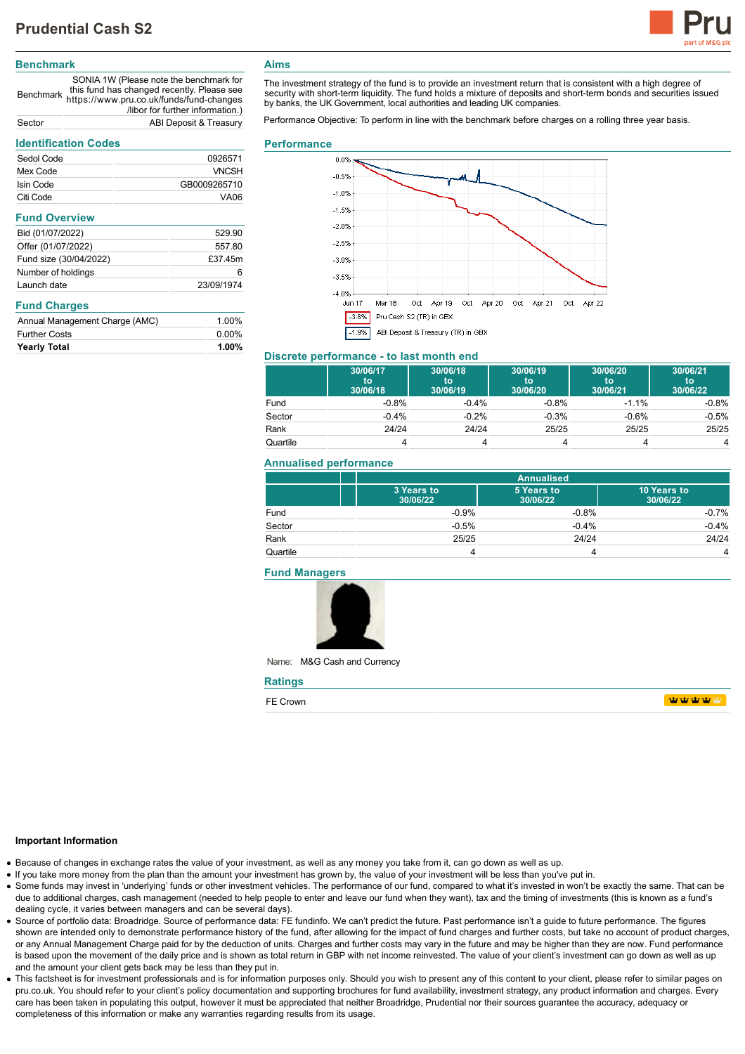# Prudential Cash S2

## Benchmark

| | |
|---|---|
| Benchmark | SONIA 1W (Please note the benchmark for this fund has changed recently. Please see https://www.pru.co.uk/funds/fund-changes /libor for further information.) |
| Sector | ABI Deposit & Treasury |

## Identification Codes

| | |
|---|---|
| Sedol Code | 0926571 |
| Mex Code | VNCSH |
| Isin Code | GB0009265710 |
| Citi Code | VA06 |

## Fund Overview

| | |
|---|---|
| Bid (01/07/2022) | 529.90 |
| Offer (01/07/2022) | 557.80 |
| Fund size (30/04/2022) | £37.45m |
| Number of holdings | 6 |
| Launch date | 23/09/1974 |

## Fund Charges

| | |
|---|---|
| Annual Management Charge (AMC) | 1.00% |
| Further Costs | 0.00% |
| **Yearly Total** | **1.00%** |

## Aims

The investment strategy of the fund is to provide an investment return that is consistent with a high degree of security with short-term liquidity. The fund holds a mixture of deposits and short-term bonds and securities issued by banks, the UK Government, local authorities and leading UK companies.

Performance Objective: To perform in line with the benchmark before charges on a rolling three year basis.

## Performance

-3.8% Pru Cash S2 (TR) in GBX

-1.9% ABI Deposit & Treasury (TR) in GBX

## Discrete performance - to last month end

| | 30/06/17 to 30/06/18 | 30/06/18 to 30/06/19 | 30/06/19 to 30/06/20 | 30/06/20 to 30/06/21 | 30/06/21 to 30/06/22 |
|---|---|---|---|---|---|
| Fund | -0.8% | -0.4% | -0.8% | -1.1% | -0.8% |
| Sector | -0.4% | -0.2% | -0.3% | -0.6% | -0.5% |
| Rank | 24/24 | 24/24 | 25/25 | 25/25 | 25/25 |
| Quartile | 4 | 4 | 4 | 4 | 4 |

## Annualised performance

| | Annualised | | |
|---|---|---|---|
| | 3 Years to 30/06/22 | 5 Years to 30/06/22 | 10 Years to 30/06/22 |
| Fund | -0.9% | -0.8% | -0.7% |
| Sector | -0.5% | -0.4% | -0.4% |
| Rank | 25/25 | 24/24 | 24/24 |
| Quartile | 4 | 4 | 4 |

## Fund Managers

Name: M&G Cash and Currency

## Ratings

FE Crown

### Important Information

- Because of changes in exchange rates the value of your investment, as well as any money you take from it, can go down as well as up.
- If you take more money from the plan than the amount your investment has grown by, the value of your investment will be less than you've put in.
- Some funds may invest in 'underlying' funds or other investment vehicles. The performance of our fund, compared to what it's invested in won't be exactly the same. That can be due to additional charges, cash management (needed to help people to enter and leave our fund when they want), tax and the timing of investments (this is known as a fund's dealing cycle, it varies between managers and can be several days).
- Source of portfolio data: Broadridge. Source of performance data: FE fundinfo. We can't predict the future. Past performance isn't a guide to future performance. The figures shown are intended only to demonstrate performance history of the fund, after allowing for the impact of fund charges and further costs, but take no account of product charges, or any Annual Management Charge paid for by the deduction of units. Charges and further costs may vary in the future and may be higher than they are now. Fund performance is based upon the movement of the daily price and is shown as total return in GBP with net income reinvested. The value of your client's investment can go down as well as up and the amount your client gets back may be less than they put in.
- This factsheet is for investment professionals and is for information purposes only. Should you wish to present any of this content to your client, please refer to similar pages on pru.co.uk. You should refer to your client's policy documentation and supporting brochures for fund availability, investment strategy, any product information and charges. Every care has been taken in populating this output, however it must be appreciated that neither Broadridge, Prudential nor their sources guarantee the accuracy, adequacy or completeness of this information or make any warranties regarding results from its usage.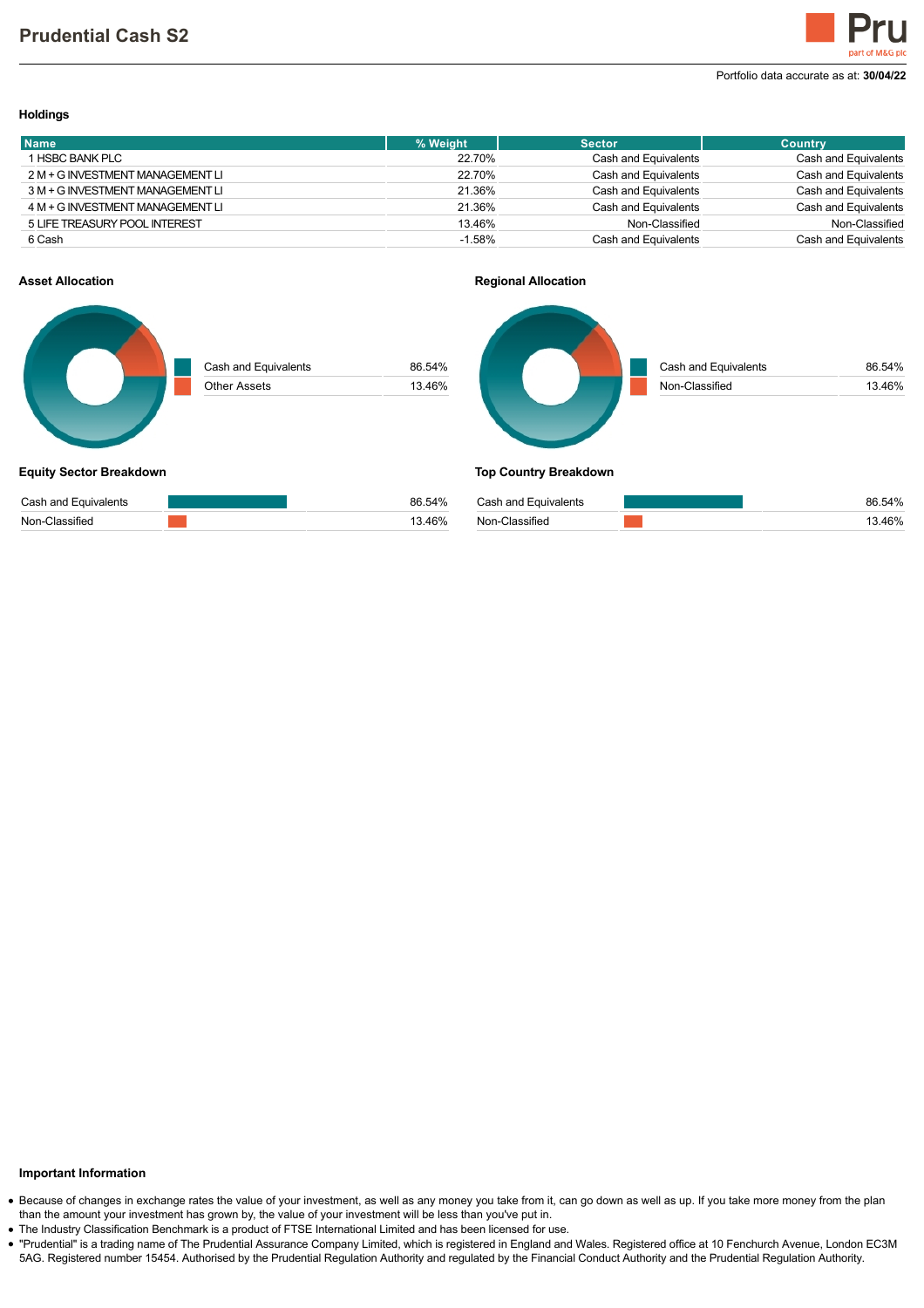# Prudential Cash S2

Portfolio data accurate as at: **30/04/22**

### Holdings

| Name | % Weight | Sector | Country |
|---|---|---|---|
| 1 HSBC BANK PLC | 22.70% | Cash and Equivalents | Cash and Equivalents |
| 2 M + G INVESTMENT MANAGEMENT LI | 22.70% | Cash and Equivalents | Cash and Equivalents |
| 3 M + G INVESTMENT MANAGEMENT LI | 21.36% | Cash and Equivalents | Cash and Equivalents |
| 4 M + G INVESTMENT MANAGEMENT LI | 21.36% | Cash and Equivalents | Cash and Equivalents |
| 5 LIFE TREASURY POOL INTEREST | 13.46% | Non-Classified | Non-Classified |
| 6 Cash | -1.58% | Cash and Equivalents | Cash and Equivalents |

### Asset Allocation

Cash and Equivalents 86.54%
Other Assets 13.46%

### Regional Allocation

Cash and Equivalents 86.54%
Non-Classified 13.46%

### Equity Sector Breakdown

Cash and Equivalents 86.54%
Non-Classified 13.46%

### Top Country Breakdown

Cash and Equivalents 86.54%
Non-Classified 13.46%

### Important Information

- Because of changes in exchange rates the value of your investment, as well as any money you take from it, can go down as well as up. If you take more money from the plan than the amount your investment has grown by, the value of your investment will be less than you've put in.
- The Industry Classification Benchmark is a product of FTSE International Limited and has been licensed for use.
- "Prudential" is a trading name of The Prudential Assurance Company Limited, which is registered in England and Wales. Registered office at 10 Fenchurch Avenue, London EC3M 5AG. Registered number 15454. Authorised by the Prudential Regulation Authority and regulated by the Financial Conduct Authority and the Prudential Regulation Authority.